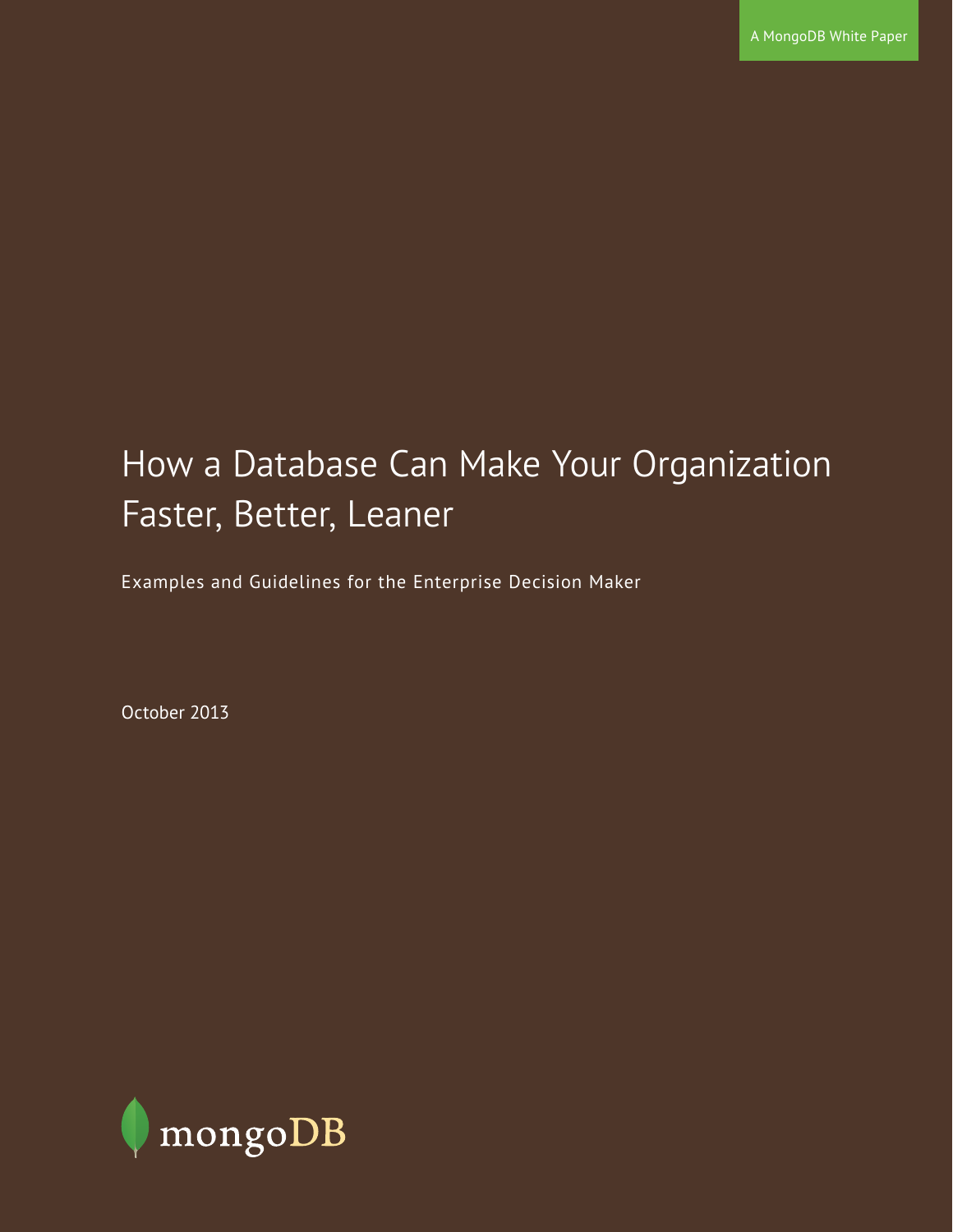A MongoDB White Paper

# How a Database Can Make Your Organization Faster, Better, Leaner

Examples and Guidelines for the Enterprise Decision Maker

October 2013

mongoDB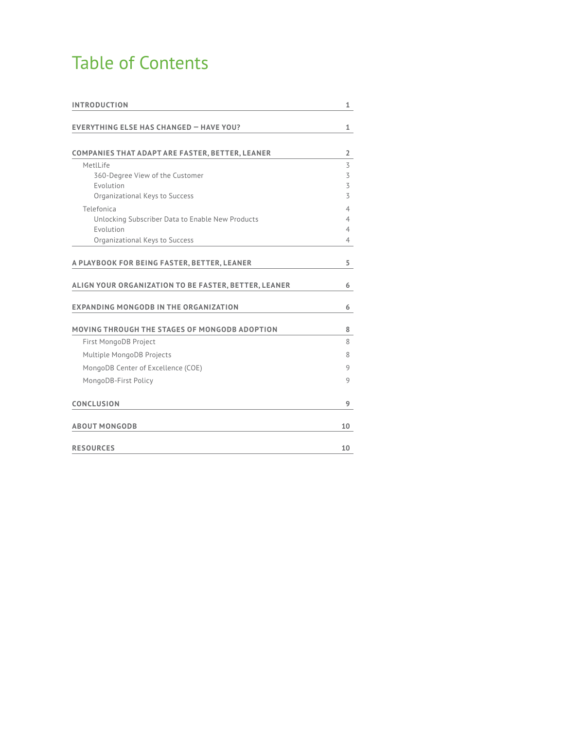# Table of Contents

| | |
|---|---|
| **INTRODUCTION** | **1** |
| **EVERYTHING ELSE HAS CHANGED — HAVE YOU?** | **1** |
| **COMPANIES THAT ADAPT ARE FASTER, BETTER, LEANER** | **2** |
| MetlLife | 3 |
| 360-Degree View of the Customer | 3 |
| Evolution | 3 |
| Organizational Keys to Success | 3 |
| Telefonica | 4 |
| Unlocking Subscriber Data to Enable New Products | 4 |
| Evolution | 4 |
| Organizational Keys to Success | 4 |
| **A PLAYBOOK FOR BEING FASTER, BETTER, LEANER** | **5** |
| **ALIGN YOUR ORGANIZATION TO BE FASTER, BETTER, LEANER** | **6** |
| **EXPANDING MONGODB IN THE ORGANIZATION** | **6** |
| **MOVING THROUGH THE STAGES OF MONGODB ADOPTION** | **8** |
| First MongoDB Project | 8 |
| Multiple MongoDB Projects | 8 |
| MongoDB Center of Excellence (COE) | 9 |
| MongoDB-First Policy | 9 |
| **CONCLUSION** | **9** |
| **ABOUT MONGODB** | **10** |
| **RESOURCES** | **10** |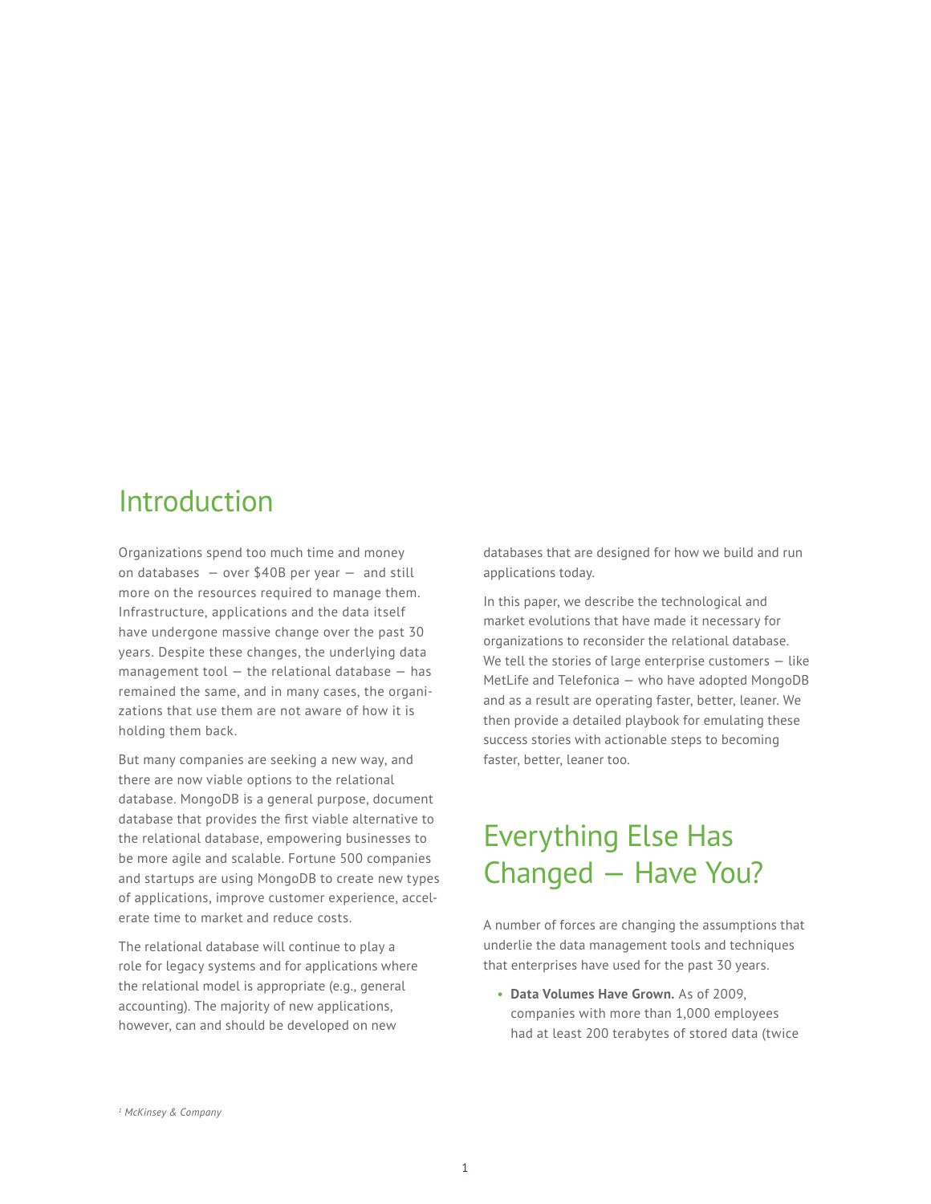## Introduction

Organizations spend too much time and money on databases — over $40B per year — and still more on the resources required to manage them. Infrastructure, applications and the data itself have undergone massive change over the past 30 years. Despite these changes, the underlying data management tool — the relational database — has remained the same, and in many cases, the organizations that use them are not aware of how it is holding them back.

But many companies are seeking a new way, and there are now viable options to the relational database. MongoDB is a general purpose, document database that provides the first viable alternative to the relational database, empowering businesses to be more agile and scalable. Fortune 500 companies and startups are using MongoDB to create new types of applications, improve customer experience, accelerate time to market and reduce costs.

The relational database will continue to play a role for legacy systems and for applications where the relational model is appropriate (e.g., general accounting). The majority of new applications, however, can and should be developed on new databases that are designed for how we build and run applications today.

In this paper, we describe the technological and market evolutions that have made it necessary for organizations to reconsider the relational database. We tell the stories of large enterprise customers — like MetLife and Telefonica — who have adopted MongoDB and as a result are operating faster, better, leaner. We then provide a detailed playbook for emulating these success stories with actionable steps to becoming faster, better, leaner too.

## Everything Else Has Changed — Have You?

A number of forces are changing the assumptions that underlie the data management tools and techniques that enterprises have used for the past 30 years.

- **Data Volumes Have Grown.** As of 2009, companies with more than 1,000 employees had at least 200 terabytes of stored data (twice

*[1] McKinsey & Company*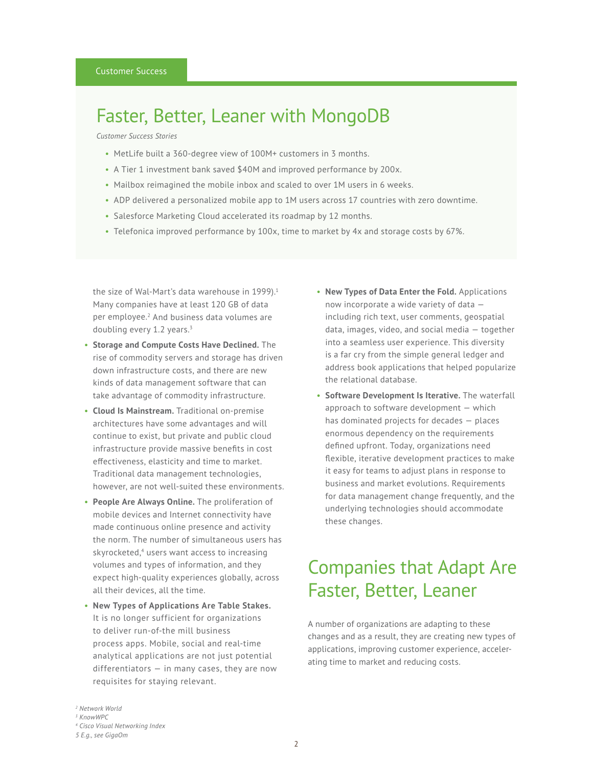Customer Success

## Faster, Better, Leaner with MongoDB

*Customer Success Stories*

- MetLife built a 360-degree view of 100M+ customers in 3 months.
- A Tier 1 investment bank saved $40M and improved performance by 200x.
- Mailbox reimagined the mobile inbox and scaled to over 1M users in 6 weeks.
- ADP delivered a personalized mobile app to 1M users across 17 countries with zero downtime.
- Salesforce Marketing Cloud accelerated its roadmap by 12 months.
- Telefonica improved performance by 100x, time to market by 4x and storage costs by 67%.

the size of Wal-Mart's data warehouse in 1999).[1] Many companies have at least 120 GB of data per employee.[2] And business data volumes are doubling every 1.2 years.[3]

- **Storage and Compute Costs Have Declined.** The rise of commodity servers and storage has driven down infrastructure costs, and there are new kinds of data management software that can take advantage of commodity infrastructure.
- **Cloud Is Mainstream.** Traditional on-premise architectures have some advantages and will continue to exist, but private and public cloud infrastructure provide massive benefits in cost effectiveness, elasticity and time to market. Traditional data management technologies, however, are not well-suited these environments.
- **People Are Always Online.** The proliferation of mobile devices and Internet connectivity have made continuous online presence and activity the norm. The number of simultaneous users has skyrocketed,[4] users want access to increasing volumes and types of information, and they expect high-quality experiences globally, across all their devices, all the time.
- **New Types of Applications Are Table Stakes.** It is no longer sufficient for organizations to deliver run-of-the mill business process apps. Mobile, social and real-time analytical applications are not just potential differentiators — in many cases, they are now requisites for staying relevant.
- **New Types of Data Enter the Fold.** Applications now incorporate a wide variety of data — including rich text, user comments, geospatial data, images, video, and social media — together into a seamless user experience. This diversity is a far cry from the simple general ledger and address book applications that helped popularize the relational database.
- **Software Development Is Iterative.** The waterfall approach to software development — which has dominated projects for decades — places enormous dependency on the requirements defined upfront. Today, organizations need flexible, iterative development practices to make it easy for teams to adjust plans in response to business and market evolutions. Requirements for data management change frequently, and the underlying technologies should accommodate these changes.

## Companies that Adapt Are Faster, Better, Leaner

A number of organizations are adapting to these changes and as a result, they are creating new types of applications, improving customer experience, accelerating time to market and reducing costs.

[2] *Network World*
[3] *KnowWPC*
[4] *Cisco Visual Networking Index*
5 *E.g., see GigaOm*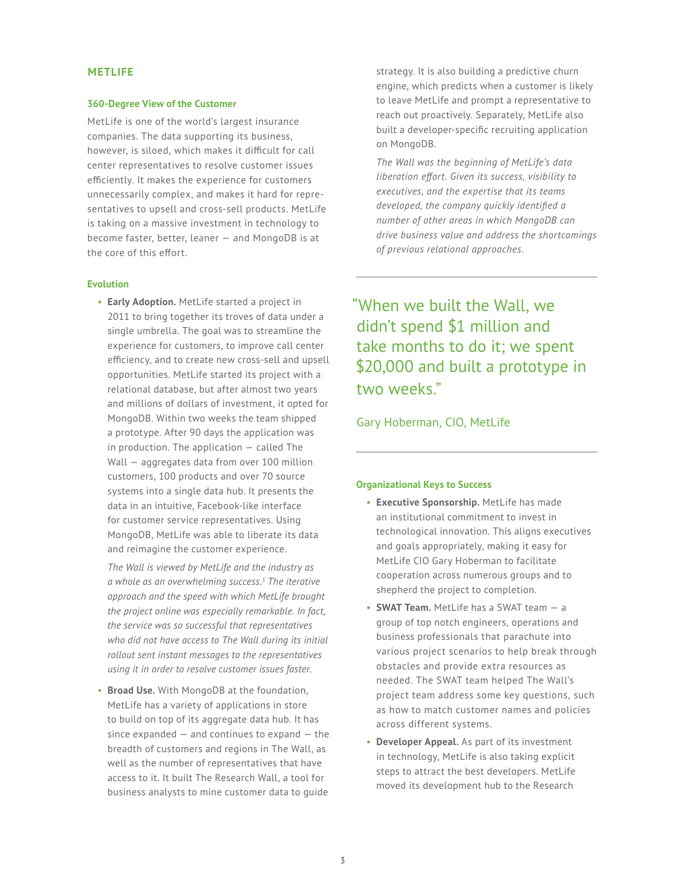## METLIFE

### 360-Degree View of the Customer

MetLife is one of the world's largest insurance companies. The data supporting its business, however, is siloed, which makes it difficult for call center representatives to resolve customer issues efficiently. It makes the experience for customers unnecessarily complex, and makes it hard for representatives to upsell and cross-sell products. MetLife is taking on a massive investment in technology to become faster, better, leaner — and MongoDB is at the core of this effort.

### Evolution

- **Early Adoption.** MetLife started a project in 2011 to bring together its troves of data under a single umbrella. The goal was to streamline the experience for customers, to improve call center efficiency, and to create new cross-sell and upsell opportunities. MetLife started its project with a relational database, but after almost two years and millions of dollars of investment, it opted for MongoDB. Within two weeks the team shipped a prototype. After 90 days the application was in production. The application — called The Wall — aggregates data from over 100 million customers, 100 products and over 70 source systems into a single data hub. It presents the data in an intuitive, Facebook-like interface for customer service representatives. Using MongoDB, MetLife was able to liberate its data and reimagine the customer experience.

  *The Wall is viewed by MetLife and the industry as a whole as an overwhelming success.[5] The iterative approach and the speed with which MetLife brought the project online was especially remarkable. In fact, the service was so successful that representatives who did not have access to The Wall during its initial rollout sent instant messages to the representatives using it in order to resolve customer issues faster.*

- **Broad Use.** With MongoDB at the foundation, MetLife has a variety of applications in store to build on top of its aggregate data hub. It has since expanded — and continues to expand — the breadth of customers and regions in The Wall, as well as the number of representatives that have access to it. It built The Research Wall, a tool for business analysts to mine customer data to guide strategy. It is also building a predictive churn engine, which predicts when a customer is likely to leave MetLife and prompt a representative to reach out proactively. Separately, MetLife also built a developer-specific recruiting application on MongoDB.

  *The Wall was the beginning of MetLife's data liberation effort. Given its success, visibility to executives, and the expertise that its teams developed, the company quickly identified a number of other areas in which MongoDB can drive business value and address the shortcomings of previous relational approaches.*

> "When we built the Wall, we didn't spend $1 million and take months to do it; we spent $20,000 and built a prototype in two weeks."
>
> Gary Hoberman, CIO, MetLife

### Organizational Keys to Success

- **Executive Sponsorship.** MetLife has made an institutional commitment to invest in technological innovation. This aligns executives and goals appropriately, making it easy for MetLife CIO Gary Hoberman to facilitate cooperation across numerous groups and to shepherd the project to completion.
- **SWAT Team.** MetLife has a SWAT team — a group of top notch engineers, operations and business professionals that parachute into various project scenarios to help break through obstacles and provide extra resources as needed. The SWAT team helped The Wall's project team address some key questions, such as how to match customer names and policies across different systems.
- **Developer Appeal.** As part of its investment in technology, MetLife is also taking explicit steps to attract the best developers. MetLife moved its development hub to the Research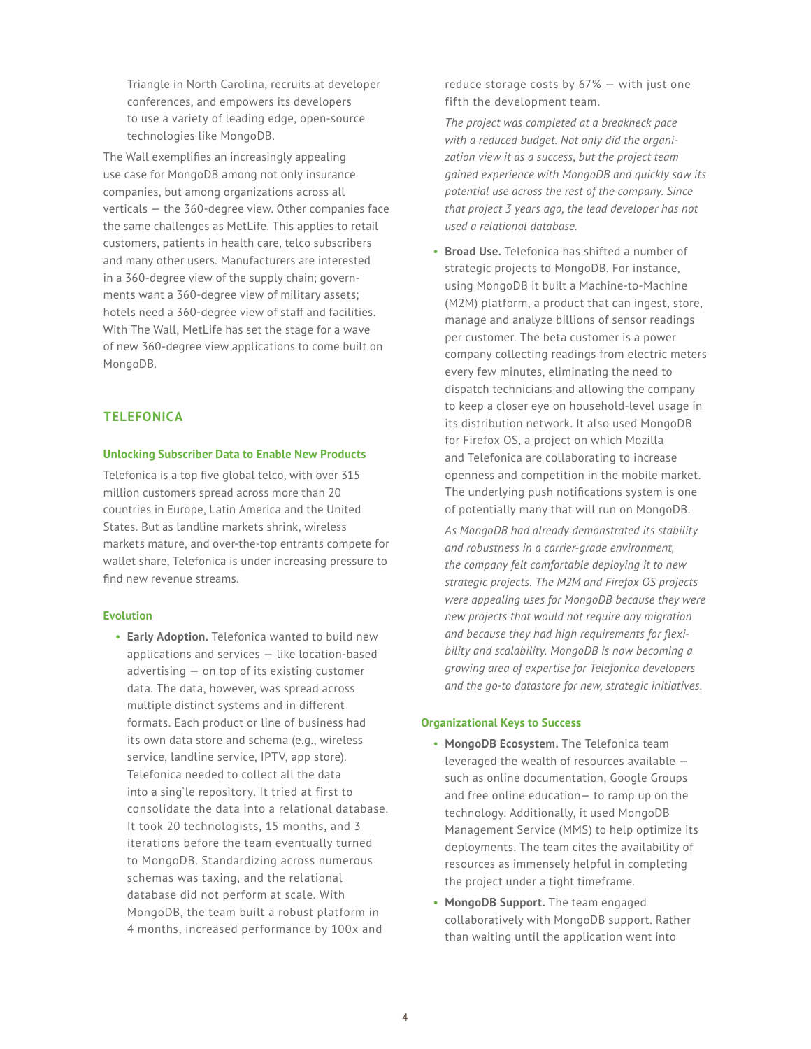Triangle in North Carolina, recruits at developer conferences, and empowers its developers to use a variety of leading edge, open-source technologies like MongoDB.

The Wall exemplifies an increasingly appealing use case for MongoDB among not only insurance companies, but among organizations across all verticals — the 360-degree view. Other companies face the same challenges as MetLife. This applies to retail customers, patients in health care, telco subscribers and many other users. Manufacturers are interested in a 360-degree view of the supply chain; governments want a 360-degree view of military assets; hotels need a 360-degree view of staff and facilities. With The Wall, MetLife has set the stage for a wave of new 360-degree view applications to come built on MongoDB.

## TELEFONICA

### Unlocking Subscriber Data to Enable New Products

Telefonica is a top five global telco, with over 315 million customers spread across more than 20 countries in Europe, Latin America and the United States. But as landline markets shrink, wireless markets mature, and over-the-top entrants compete for wallet share, Telefonica is under increasing pressure to find new revenue streams.

### Evolution

- **Early Adoption.** Telefonica wanted to build new applications and services — like location-based advertising — on top of its existing customer data. The data, however, was spread across multiple distinct systems and in different formats. Each product or line of business had its own data store and schema (e.g., wireless service, landline service, IPTV, app store). Telefonica needed to collect all the data into a sing`le repository. It tried at first to consolidate the data into a relational database. It took 20 technologists, 15 months, and 3 iterations before the team eventually turned to MongoDB. Standardizing across numerous schemas was taxing, and the relational database did not perform at scale. With MongoDB, the team built a robust platform in 4 months, increased performance by 100x and reduce storage costs by 67% — with just one fifth the development team.

  *The project was completed at a breakneck pace with a reduced budget. Not only did the organization view it as a success, but the project team gained experience with MongoDB and quickly saw its potential use across the rest of the company. Since that project 3 years ago, the lead developer has not used a relational database.*

- **Broad Use.** Telefonica has shifted a number of strategic projects to MongoDB. For instance, using MongoDB it built a Machine-to-Machine (M2M) platform, a product that can ingest, store, manage and analyze billions of sensor readings per customer. The beta customer is a power company collecting readings from electric meters every few minutes, eliminating the need to dispatch technicians and allowing the company to keep a closer eye on household-level usage in its distribution network. It also used MongoDB for Firefox OS, a project on which Mozilla and Telefonica are collaborating to increase openness and competition in the mobile market. The underlying push notifications system is one of potentially many that will run on MongoDB.

  *As MongoDB had already demonstrated its stability and robustness in a carrier-grade environment, the company felt comfortable deploying it to new strategic projects. The M2M and Firefox OS projects were appealing uses for MongoDB because they were new projects that would not require any migration and because they had high requirements for flexibility and scalability. MongoDB is now becoming a growing area of expertise for Telefonica developers and the go-to datastore for new, strategic initiatives.*

### Organizational Keys to Success

- **MongoDB Ecosystem.** The Telefonica team leveraged the wealth of resources available — such as online documentation, Google Groups and free online education— to ramp up on the technology. Additionally, it used MongoDB Management Service (MMS) to help optimize its deployments. The team cites the availability of resources as immensely helpful in completing the project under a tight timeframe.
- **MongoDB Support.** The team engaged collaboratively with MongoDB support. Rather than waiting until the application went into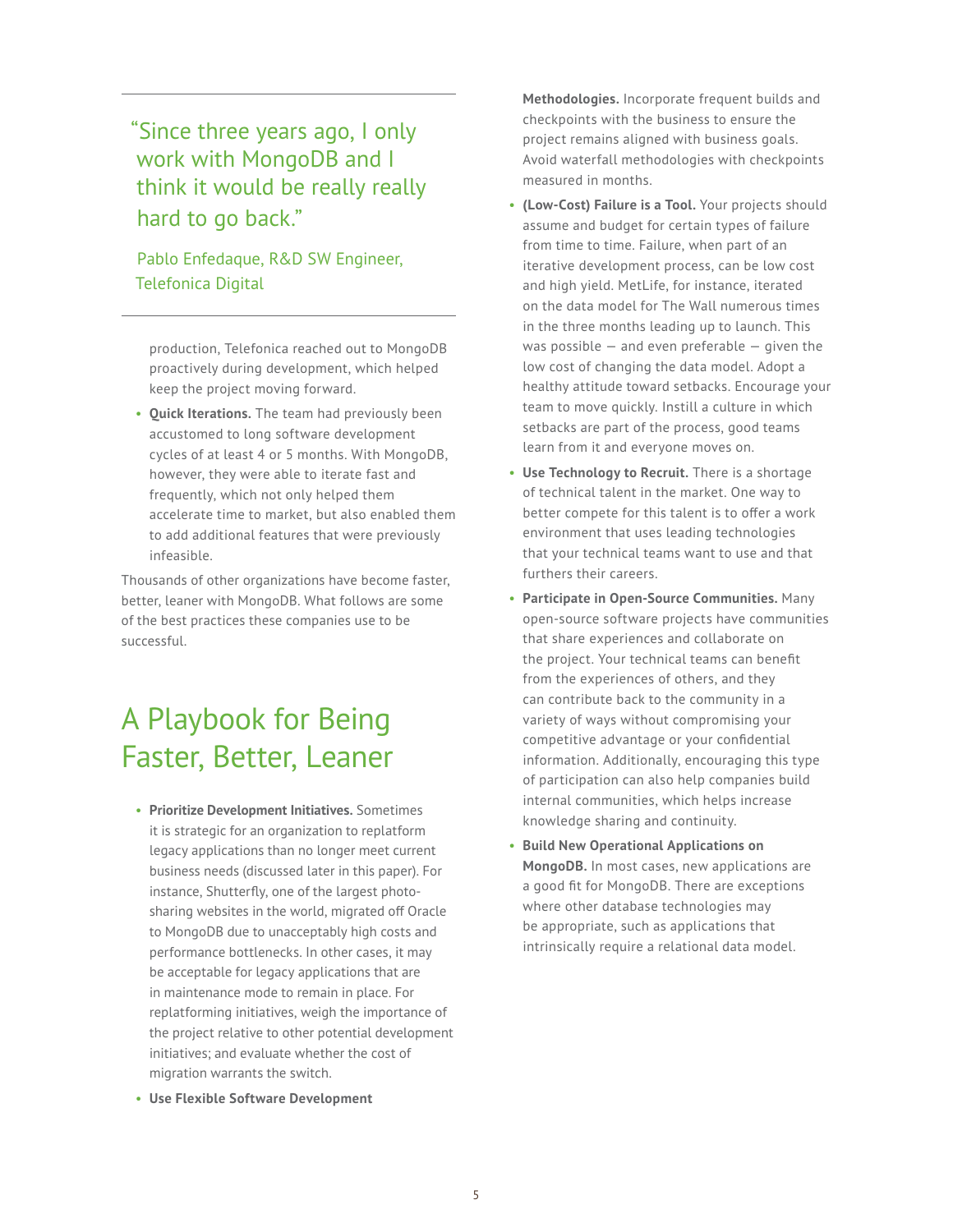> "Since three years ago, I only work with MongoDB and I think it would be really really hard to go back."
>
> Pablo Enfedaque, R&D SW Engineer, Telefonica Digital

production, Telefonica reached out to MongoDB proactively during development, which helped keep the project moving forward.

- **Quick Iterations.** The team had previously been accustomed to long software development cycles of at least 4 or 5 months. With MongoDB, however, they were able to iterate fast and frequently, which not only helped them accelerate time to market, but also enabled them to add additional features that were previously infeasible.

Thousands of other organizations have become faster, better, leaner with MongoDB. What follows are some of the best practices these companies use to be successful.

# A Playbook for Being Faster, Better, Leaner

- **Prioritize Development Initiatives.** Sometimes it is strategic for an organization to replatform legacy applications than no longer meet current business needs (discussed later in this paper). For instance, Shutterfly, one of the largest photo-sharing websites in the world, migrated off Oracle to MongoDB due to unacceptably high costs and performance bottlenecks. In other cases, it may be acceptable for legacy applications that are in maintenance mode to remain in place. For replatforming initiatives, weigh the importance of the project relative to other potential development initiatives; and evaluate whether the cost of migration warrants the switch.
- **Use Flexible Software Development Methodologies.** Incorporate frequent builds and checkpoints with the business to ensure the project remains aligned with business goals. Avoid waterfall methodologies with checkpoints measured in months.
- **(Low-Cost) Failure is a Tool.** Your projects should assume and budget for certain types of failure from time to time. Failure, when part of an iterative development process, can be low cost and high yield. MetLife, for instance, iterated on the data model for The Wall numerous times in the three months leading up to launch. This was possible — and even preferable — given the low cost of changing the data model. Adopt a healthy attitude toward setbacks. Encourage your team to move quickly. Instill a culture in which setbacks are part of the process, good teams learn from it and everyone moves on.
- **Use Technology to Recruit.** There is a shortage of technical talent in the market. One way to better compete for this talent is to offer a work environment that uses leading technologies that your technical teams want to use and that furthers their careers.
- **Participate in Open-Source Communities.** Many open-source software projects have communities that share experiences and collaborate on the project. Your technical teams can benefit from the experiences of others, and they can contribute back to the community in a variety of ways without compromising your competitive advantage or your confidential information. Additionally, encouraging this type of participation can also help companies build internal communities, which helps increase knowledge sharing and continuity.
- **Build New Operational Applications on MongoDB.** In most cases, new applications are a good fit for MongoDB. There are exceptions where other database technologies may be appropriate, such as applications that intrinsically require a relational data model.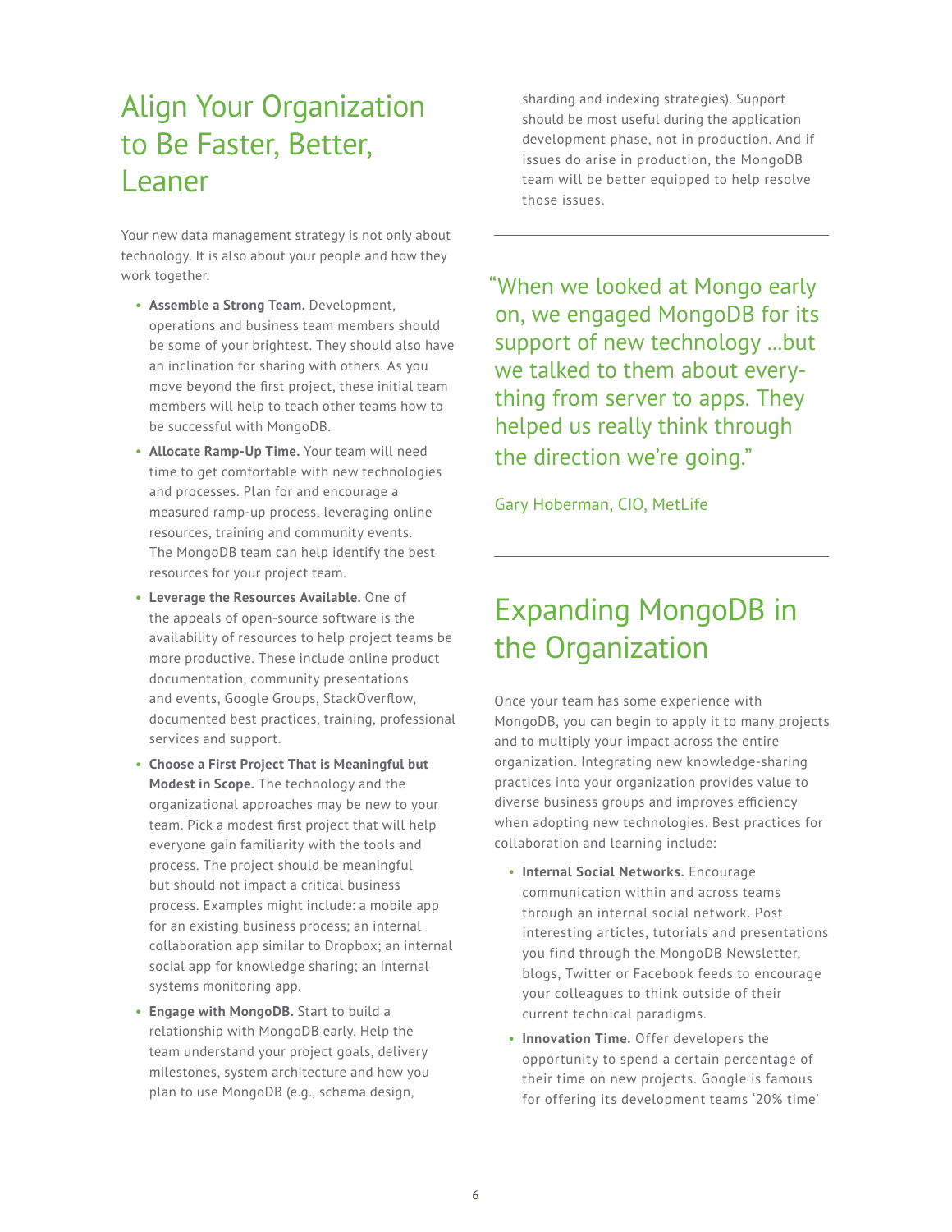## Align Your Organization to Be Faster, Better, Leaner

Your new data management strategy is not only about technology. It is also about your people and how they work together.

- **Assemble a Strong Team.** Development, operations and business team members should be some of your brightest. They should also have an inclination for sharing with others. As you move beyond the first project, these initial team members will help to teach other teams how to be successful with MongoDB.
- **Allocate Ramp-Up Time.** Your team will need time to get comfortable with new technologies and processes. Plan for and encourage a measured ramp-up process, leveraging online resources, training and community events. The MongoDB team can help identify the best resources for your project team.
- **Leverage the Resources Available.** One of the appeals of open-source software is the availability of resources to help project teams be more productive. These include online product documentation, community presentations and events, Google Groups, StackOverflow, documented best practices, training, professional services and support.
- **Choose a First Project That is Meaningful but Modest in Scope.** The technology and the organizational approaches may be new to your team. Pick a modest first project that will help everyone gain familiarity with the tools and process. The project should be meaningful but should not impact a critical business process. Examples might include: a mobile app for an existing business process; an internal collaboration app similar to Dropbox; an internal social app for knowledge sharing; an internal systems monitoring app.
- **Engage with MongoDB.** Start to build a relationship with MongoDB early. Help the team understand your project goals, delivery milestones, system architecture and how you plan to use MongoDB (e.g., schema design, sharding and indexing strategies). Support should be most useful during the application development phase, not in production. And if issues do arise in production, the MongoDB team will be better equipped to help resolve those issues.

> "When we looked at Mongo early on, we engaged MongoDB for its support of new technology ...but we talked to them about everything from server to apps. They helped us really think through the direction we're going."
>
> Gary Hoberman, CIO, MetLife

## Expanding MongoDB in the Organization

Once your team has some experience with MongoDB, you can begin to apply it to many projects and to multiply your impact across the entire organization. Integrating new knowledge-sharing practices into your organization provides value to diverse business groups and improves efficiency when adopting new technologies. Best practices for collaboration and learning include:

- **Internal Social Networks.** Encourage communication within and across teams through an internal social network. Post interesting articles, tutorials and presentations you find through the MongoDB Newsletter, blogs, Twitter or Facebook feeds to encourage your colleagues to think outside of their current technical paradigms.
- **Innovation Time.** Offer developers the opportunity to spend a certain percentage of their time on new projects. Google is famous for offering its development teams '20% time'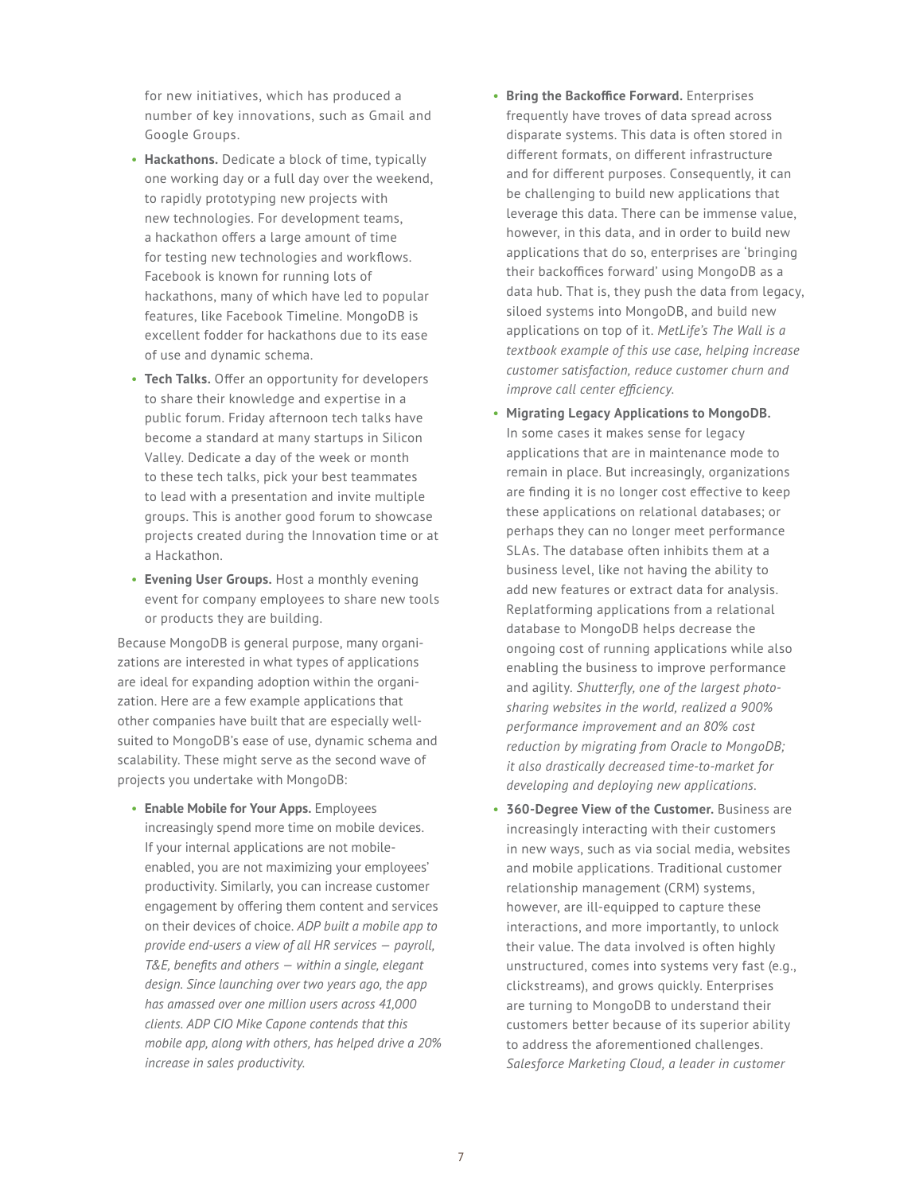for new initiatives, which has produced a number of key innovations, such as Gmail and Google Groups.

- **Hackathons.** Dedicate a block of time, typically one working day or a full day over the weekend, to rapidly prototyping new projects with new technologies. For development teams, a hackathon offers a large amount of time for testing new technologies and workflows. Facebook is known for running lots of hackathons, many of which have led to popular features, like Facebook Timeline. MongoDB is excellent fodder for hackathons due to its ease of use and dynamic schema.
- **Tech Talks.** Offer an opportunity for developers to share their knowledge and expertise in a public forum. Friday afternoon tech talks have become a standard at many startups in Silicon Valley. Dedicate a day of the week or month to these tech talks, pick your best teammates to lead with a presentation and invite multiple groups. This is another good forum to showcase projects created during the Innovation time or at a Hackathon.
- **Evening User Groups.** Host a monthly evening event for company employees to share new tools or products they are building.

Because MongoDB is general purpose, many organizations are interested in what types of applications are ideal for expanding adoption within the organization. Here are a few example applications that other companies have built that are especially well-suited to MongoDB's ease of use, dynamic schema and scalability. These might serve as the second wave of projects you undertake with MongoDB:

- **Enable Mobile for Your Apps.** Employees increasingly spend more time on mobile devices. If your internal applications are not mobile-enabled, you are not maximizing your employees' productivity. Similarly, you can increase customer engagement by offering them content and services on their devices of choice. *ADP built a mobile app to provide end-users a view of all HR services — payroll, T&E, benefits and others — within a single, elegant design. Since launching over two years ago, the app has amassed over one million users across 41,000 clients. ADP CIO Mike Capone contends that this mobile app, along with others, has helped drive a 20% increase in sales productivity.*
- **Bring the Backoffice Forward.** Enterprises frequently have troves of data spread across disparate systems. This data is often stored in different formats, on different infrastructure and for different purposes. Consequently, it can be challenging to build new applications that leverage this data. There can be immense value, however, in this data, and in order to build new applications that do so, enterprises are 'bringing their backoffices forward' using MongoDB as a data hub. That is, they push the data from legacy, siloed systems into MongoDB, and build new applications on top of it. *MetLife's The Wall is a textbook example of this use case, helping increase customer satisfaction, reduce customer churn and improve call center efficiency.*
- **Migrating Legacy Applications to MongoDB.** In some cases it makes sense for legacy applications that are in maintenance mode to remain in place. But increasingly, organizations are finding it is no longer cost effective to keep these applications on relational databases; or perhaps they can no longer meet performance SLAs. The database often inhibits them at a business level, like not having the ability to add new features or extract data for analysis. Replatforming applications from a relational database to MongoDB helps decrease the ongoing cost of running applications while also enabling the business to improve performance and agility. *Shutterfly, one of the largest photo-sharing websites in the world, realized a 900% performance improvement and an 80% cost reduction by migrating from Oracle to MongoDB; it also drastically decreased time-to-market for developing and deploying new applications.*
- **360-Degree View of the Customer.** Business are increasingly interacting with their customers in new ways, such as via social media, websites and mobile applications. Traditional customer relationship management (CRM) systems, however, are ill-equipped to capture these interactions, and more importantly, to unlock their value. The data involved is often highly unstructured, comes into systems very fast (e.g., clickstreams), and grows quickly. Enterprises are turning to MongoDB to understand their customers better because of its superior ability to address the aforementioned challenges. *Salesforce Marketing Cloud, a leader in customer*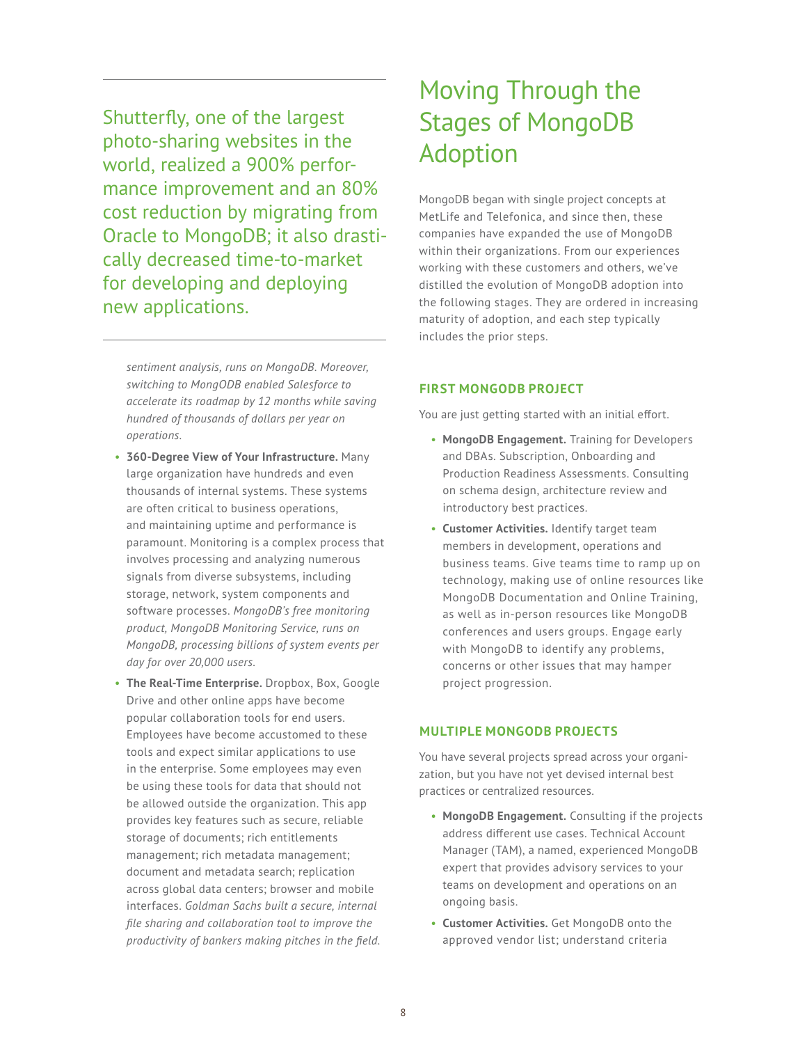Shutterfly, one of the largest photo-sharing websites in the world, realized a 900% performance improvement and an 80% cost reduction by migrating from Oracle to MongoDB; it also drastically decreased time-to-market for developing and deploying new applications.

*sentiment analysis, runs on MongoDB. Moreover, switching to MongODB enabled Salesforce to accelerate its roadmap by 12 months while saving hundred of thousands of dollars per year on operations.*

- **360-Degree View of Your Infrastructure.** Many large organization have hundreds and even thousands of internal systems. These systems are often critical to business operations, and maintaining uptime and performance is paramount. Monitoring is a complex process that involves processing and analyzing numerous signals from diverse subsystems, including storage, network, system components and software processes. *MongoDB's free monitoring product, MongoDB Monitoring Service, runs on MongoDB, processing billions of system events per day for over 20,000 users.*
- **The Real-Time Enterprise.** Dropbox, Box, Google Drive and other online apps have become popular collaboration tools for end users. Employees have become accustomed to these tools and expect similar applications to use in the enterprise. Some employees may even be using these tools for data that should not be allowed outside the organization. This app provides key features such as secure, reliable storage of documents; rich entitlements management; rich metadata management; document and metadata search; replication across global data centers; browser and mobile interfaces. *Goldman Sachs built a secure, internal file sharing and collaboration tool to improve the productivity of bankers making pitches in the field.*

# Moving Through the Stages of MongoDB Adoption

MongoDB began with single project concepts at MetLife and Telefonica, and since then, these companies have expanded the use of MongoDB within their organizations. From our experiences working with these customers and others, we've distilled the evolution of MongoDB adoption into the following stages. They are ordered in increasing maturity of adoption, and each step typically includes the prior steps.

### FIRST MONGODB PROJECT

You are just getting started with an initial effort.

- **MongoDB Engagement.** Training for Developers and DBAs. Subscription, Onboarding and Production Readiness Assessments. Consulting on schema design, architecture review and introductory best practices.
- **Customer Activities.** Identify target team members in development, operations and business teams. Give teams time to ramp up on technology, making use of online resources like MongoDB Documentation and Online Training, as well as in-person resources like MongoDB conferences and users groups. Engage early with MongoDB to identify any problems, concerns or other issues that may hamper project progression.

### MULTIPLE MONGODB PROJECTS

You have several projects spread across your organization, but you have not yet devised internal best practices or centralized resources.

- **MongoDB Engagement.** Consulting if the projects address different use cases. Technical Account Manager (TAM), a named, experienced MongoDB expert that provides advisory services to your teams on development and operations on an ongoing basis.
- **Customer Activities.** Get MongoDB onto the approved vendor list; understand criteria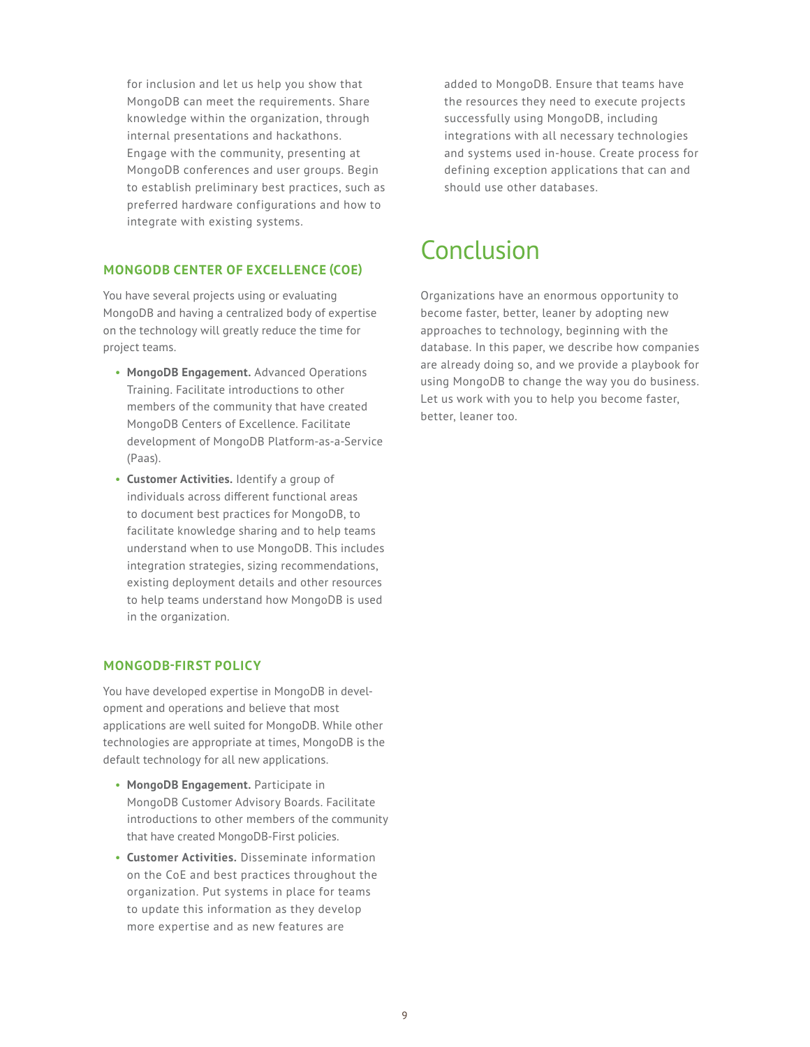for inclusion and let us help you show that MongoDB can meet the requirements. Share knowledge within the organization, through internal presentations and hackathons. Engage with the community, presenting at MongoDB conferences and user groups. Begin to establish preliminary best practices, such as preferred hardware configurations and how to integrate with existing systems.

### MONGODB CENTER OF EXCELLENCE (COE)

You have several projects using or evaluating MongoDB and having a centralized body of expertise on the technology will greatly reduce the time for project teams.

- **MongoDB Engagement.** Advanced Operations Training. Facilitate introductions to other members of the community that have created MongoDB Centers of Excellence. Facilitate development of MongoDB Platform-as-a-Service (Paas).
- **Customer Activities.** Identify a group of individuals across different functional areas to document best practices for MongoDB, to facilitate knowledge sharing and to help teams understand when to use MongoDB. This includes integration strategies, sizing recommendations, existing deployment details and other resources to help teams understand how MongoDB is used in the organization.

### MONGODB-FIRST POLICY

You have developed expertise in MongoDB in development and operations and believe that most applications are well suited for MongoDB. While other technologies are appropriate at times, MongoDB is the default technology for all new applications.

- **MongoDB Engagement.** Participate in MongoDB Customer Advisory Boards. Facilitate introductions to other members of the community that have created MongoDB-First policies.
- **Customer Activities.** Disseminate information on the CoE and best practices throughout the organization. Put systems in place for teams to update this information as they develop more expertise and as new features are added to MongoDB. Ensure that teams have the resources they need to execute projects successfully using MongoDB, including integrations with all necessary technologies and systems used in-house. Create process for defining exception applications that can and should use other databases.

# Conclusion

Organizations have an enormous opportunity to become faster, better, leaner by adopting new approaches to technology, beginning with the database. In this paper, we describe how companies are already doing so, and we provide a playbook for using MongoDB to change the way you do business. Let us work with you to help you become faster, better, leaner too.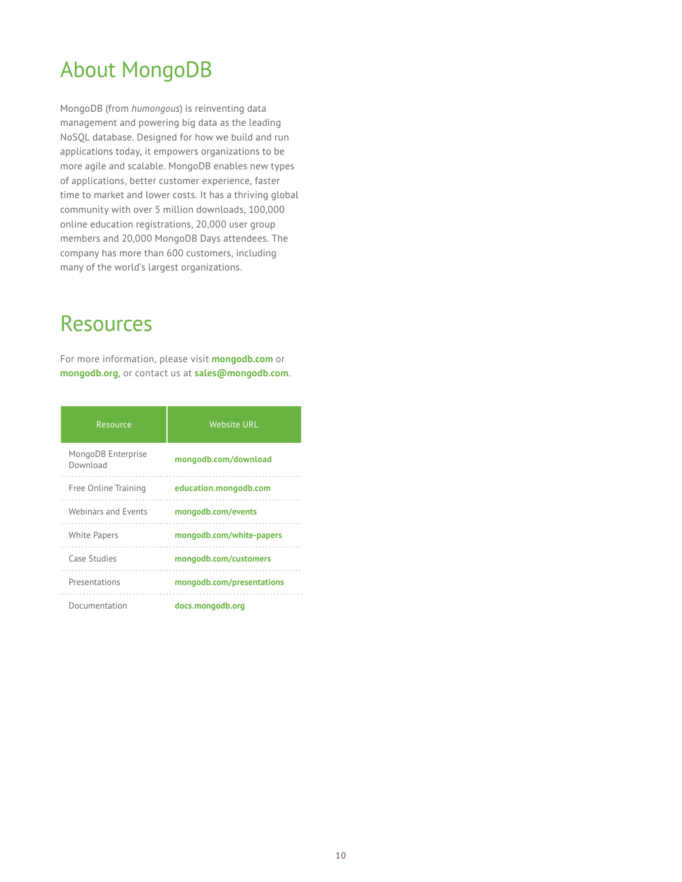## About MongoDB

MongoDB (from *humongous*) is reinventing data management and powering big data as the leading NoSQL database. Designed for how we build and run applications today, it empowers organizations to be more agile and scalable. MongoDB enables new types of applications, better customer experience, faster time to market and lower costs. It has a thriving global community with over 5 million downloads, 100,000 online education registrations, 20,000 user group members and 20,000 MongoDB Days attendees. The company has more than 600 customers, including many of the world's largest organizations.

## Resources

For more information, please visit **mongodb.com** or **mongodb.org**, or contact us at **sales@mongodb.com**.

| Resource | Website URL |
|---|---|
| MongoDB Enterprise Download | **mongodb.com/download** |
| Free Online Training | **education.mongodb.com** |
| Webinars and Events | **mongodb.com/events** |
| White Papers | **mongodb.com/white-papers** |
| Case Studies | **mongodb.com/customers** |
| Presentations | **mongodb.com/presentations** |
| Documentation | **docs.mongodb.org** |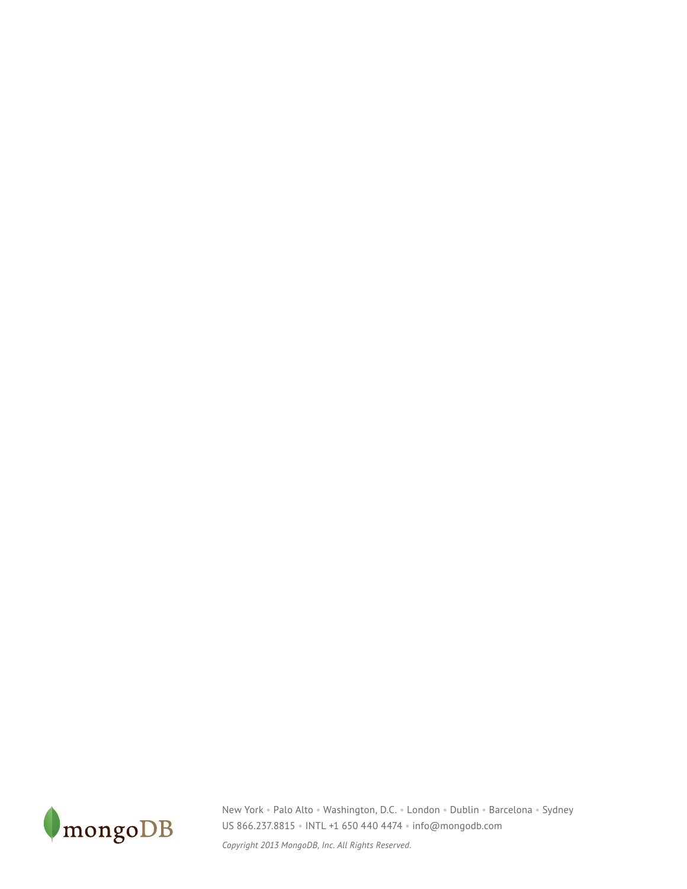mongoDB

New York • Palo Alto • Washington, D.C. • London • Dublin • Barcelona • Sydney
US 866.237.8815 • INTL +1 650 440 4474 • info@mongodb.com

*Copyright 2013 MongoDB, Inc. All Rights Reserved.*